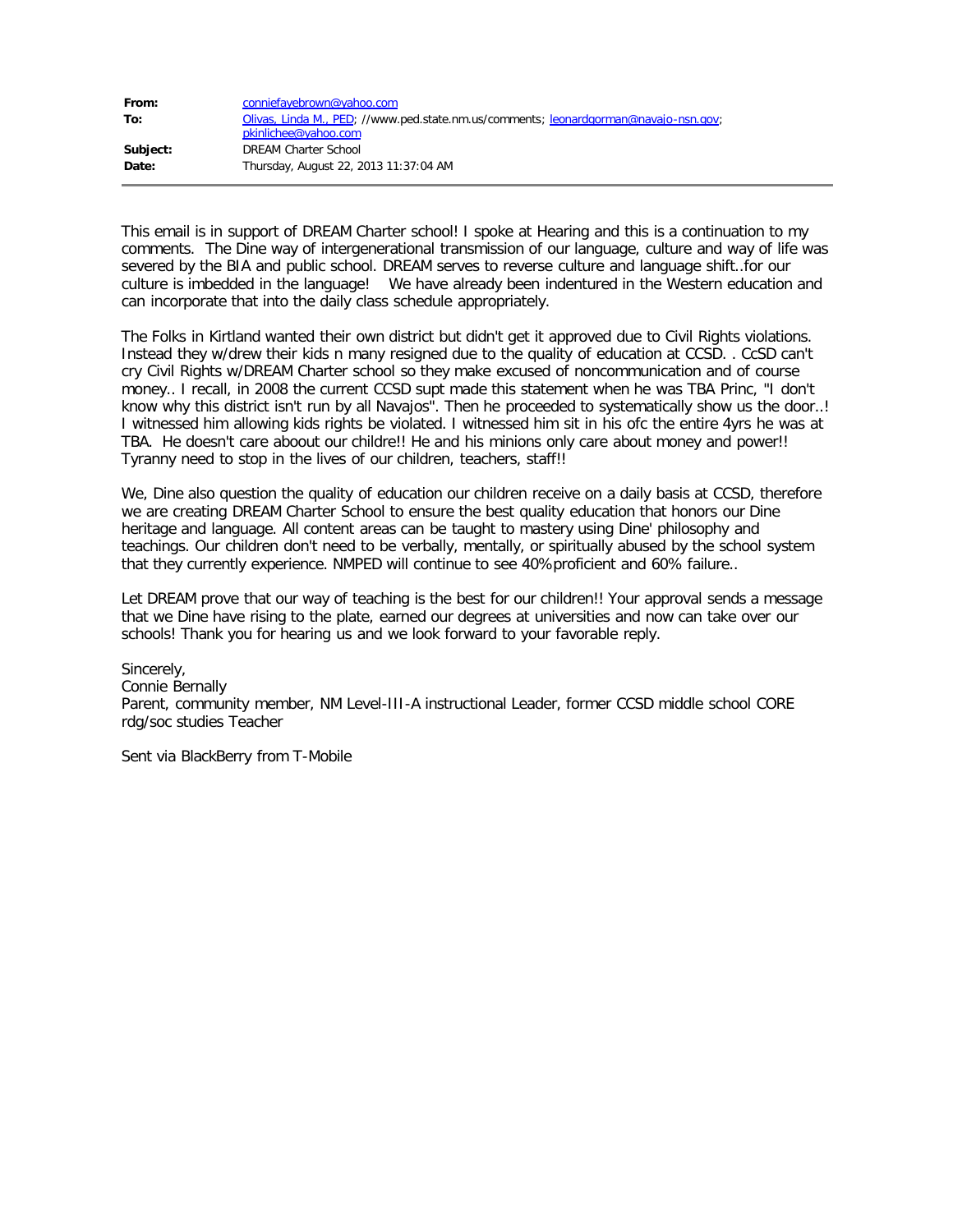| | |
|---|---|
| **From:** | conniefayebrown@yahoo.com |
| **To:** | Olivas, Linda M., PED; //www.ped.state.nm.us/comments; leonardgorman@navajo-nsn.gov; pkinlichee@yahoo.com |
| **Subject:** | DREAM Charter School |
| **Date:** | Thursday, August 22, 2013 11:37:04 AM |

This email is in support of DREAM Charter school! I spoke at Hearing and this is a continuation to my comments. The Dine way of intergenerational transmission of our language, culture and way of life was severed by the BIA and public school. DREAM serves to reverse culture and language shift..for our culture is imbedded in the language! We have already been indentured in the Western education and can incorporate that into the daily class schedule appropriately.

The Folks in Kirtland wanted their own district but didn't get it approved due to Civil Rights violations. Instead they w/drew their kids n many resigned due to the quality of education at CCSD. . CcSD can't cry Civil Rights w/DREAM Charter school so they make excused of noncommunication and of course money.. I recall, in 2008 the current CCSD supt made this statement when he was TBA Princ, "I don't know why this district isn't run by all Navajos". Then he proceeded to systematically show us the door..! I witnessed him allowing kids rights be violated. I witnessed him sit in his ofc the entire 4yrs he was at TBA. He doesn't care aboout our childre!! He and his minions only care about money and power!! Tyranny need to stop in the lives of our children, teachers, staff!!

We, Dine also question the quality of education our children receive on a daily basis at CCSD, therefore we are creating DREAM Charter School to ensure the best quality education that honors our Dine heritage and language. All content areas can be taught to mastery using Dine' philosophy and teachings. Our children don't need to be verbally, mentally, or spiritually abused by the school system that they currently experience. NMPED will continue to see 40%proficient and 60% failure..

Let DREAM prove that our way of teaching is the best for our children!! Your approval sends a message that we Dine have rising to the plate, earned our degrees at universities and now can take over our schools! Thank you for hearing us and we look forward to your favorable reply.

Sincerely,
Connie Bernally
Parent, community member, NM Level-III-A instructional Leader, former CCSD middle school CORE rdg/soc studies Teacher

Sent via BlackBerry from T-Mobile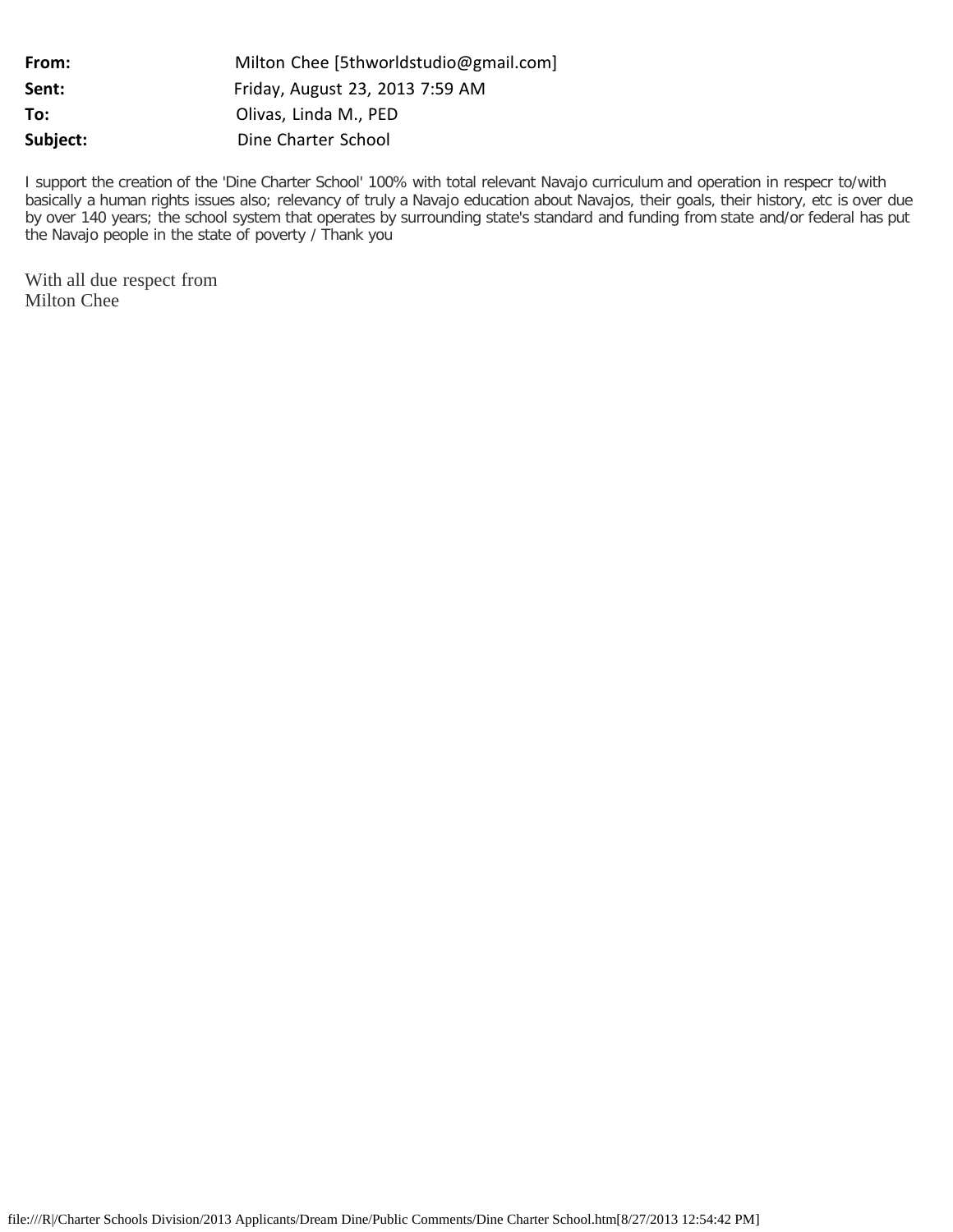**From:** Milton Chee [5thworldstudio@gmail.com]
**Sent:** Friday, August 23, 2013 7:59 AM
**To:** Olivas, Linda M., PED
**Subject:** Dine Charter School

I support the creation of the 'Dine Charter School' 100% with total relevant Navajo curriculum and operation in respecr to/with basically a human rights issues also; relevancy of truly a Navajo education about Navajos, their goals, their history, etc is over due by over 140 years; the school system that operates by surrounding state's standard and funding from state and/or federal has put the Navajo people in the state of poverty / Thank you

With all due respect from
Milton Chee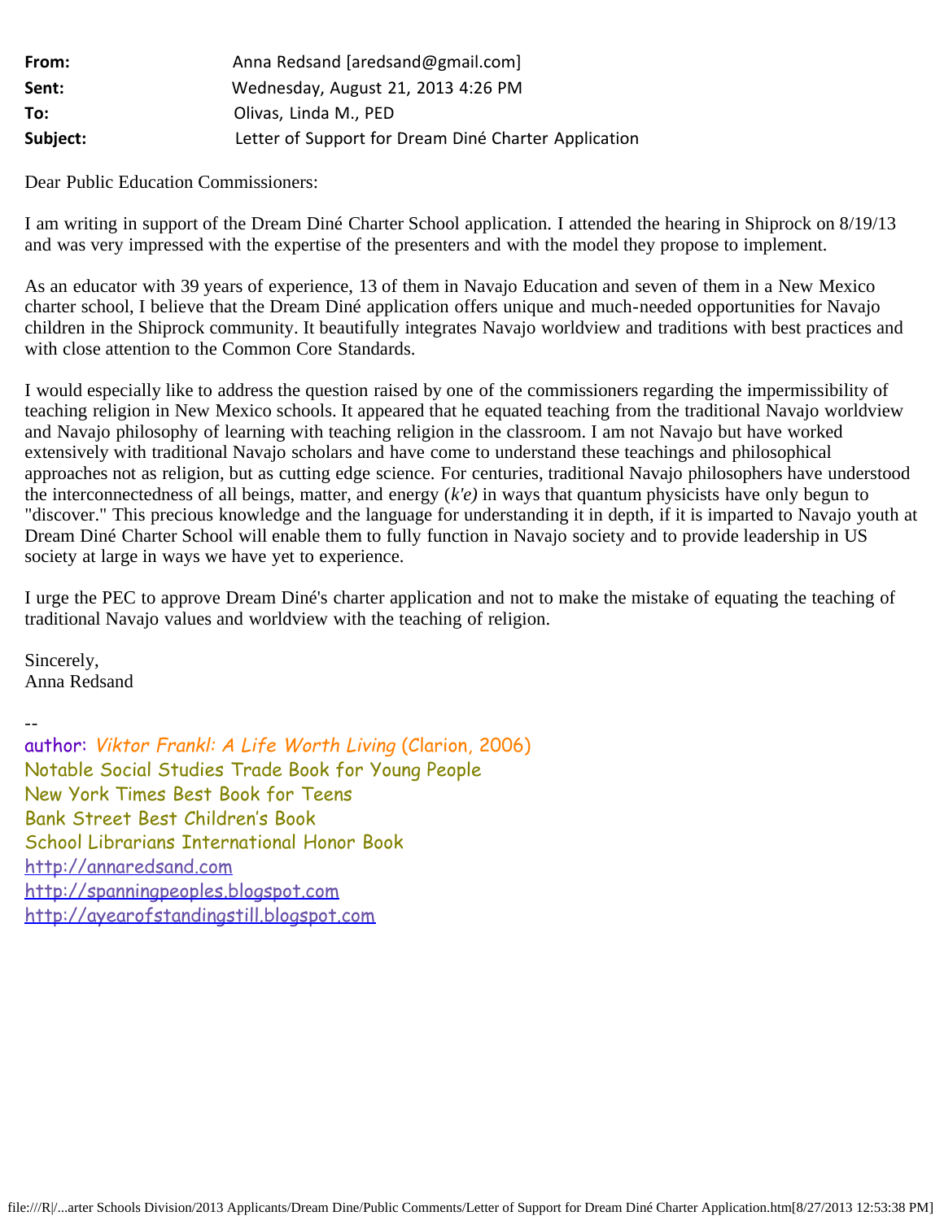**From:** Anna Redsand [aredsand@gmail.com]
**Sent:** Wednesday, August 21, 2013 4:26 PM
**To:** Olivas, Linda M., PED
**Subject:** Letter of Support for Dream Diné Charter Application

Dear Public Education Commissioners:

I am writing in support of the Dream Diné Charter School application. I attended the hearing in Shiprock on 8/19/13 and was very impressed with the expertise of the presenters and with the model they propose to implement.

As an educator with 39 years of experience, 13 of them in Navajo Education and seven of them in a New Mexico charter school, I believe that the Dream Diné application offers unique and much-needed opportunities for Navajo children in the Shiprock community. It beautifully integrates Navajo worldview and traditions with best practices and with close attention to the Common Core Standards.

I would especially like to address the question raised by one of the commissioners regarding the impermissibility of teaching religion in New Mexico schools. It appeared that he equated teaching from the traditional Navajo worldview and Navajo philosophy of learning with teaching religion in the classroom. I am not Navajo but have worked extensively with traditional Navajo scholars and have come to understand these teachings and philosophical approaches not as religion, but as cutting edge science. For centuries, traditional Navajo philosophers have understood the interconnectedness of all beings, matter, and energy (*k'e)* in ways that quantum physicists have only begun to "discover." This precious knowledge and the language for understanding it in depth, if it is imparted to Navajo youth at Dream Diné Charter School will enable them to fully function in Navajo society and to provide leadership in US society at large in ways we have yet to experience.

I urge the PEC to approve Dream Diné's charter application and not to make the mistake of equating the teaching of traditional Navajo values and worldview with the teaching of religion.

Sincerely,
Anna Redsand

--
author: *Viktor Frankl: A Life Worth Living* (Clarion, 2006)
Notable Social Studies Trade Book for Young People
New York Times Best Book for Teens
Bank Street Best Children's Book
School Librarians International Honor Book
http://annaredsand.com
http://spanningpeoples.blogspot.com
http://ayearofstandingstill.blogspot.com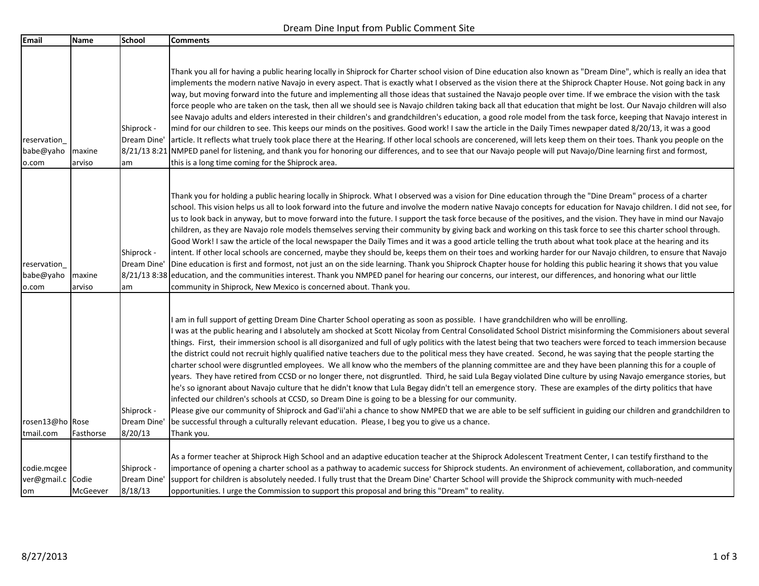# Dream Dine Input from Public Comment Site

| Email | Name | School | Comments |
|---|---|---|---|
| reservation_babe@yahoo.com | maxine arviso | Shiprock - Dream Dine' 8/21/13 8:21 am | Thank you all for having a public hearing locally in Shiprock for Charter school vision of Dine education also known as "Dream Dine", which is really an idea that implements the modern native Navajo in every aspect. That is exactly what I observed as the vision there at the Shiprock Chapter House. Not going back in any way, but moving forward into the future and implementing all those ideas that sustained the Navajo people over time. If we embrace the vision with the task force people who are taken on the task, then all we should see is Navajo children taking back all that education that might be lost. Our Navajo children will also see Navajo adults and elders interested in their children's and grandchildren's education, a good role model from the task force, keeping that Navajo interest in mind for our children to see. This keeps our minds on the positives. Good work! I saw the article in the Daily Times newpaper dated 8/20/13, it was a good article. It reflects what truely took place there at the Hearing. If other local schools are concerened, will lets keep them on their toes. Thank you people on the NMPED panel for listening, and thank you for honoring our differences, and to see that our Navajo people will put Navajo/Dine learning first and formost, this is a long time coming for the Shiprock area. |
| reservation_babe@yahoo.com | maxine arviso | Shiprock - Dream Dine' 8/21/13 8:38 am | Thank you for holding a public hearing locally in Shiprock. What I observed was a vision for Dine education through the "Dine Dream" process of a charter school. This vision helps us all to look forward into the future and involve the modern native Navajo concepts for education for Navajo children. I did not see, for us to look back in anyway, but to move forward into the future. I support the task force because of the positives, and the vision. They have in mind our Navajo children, as they are Navajo role models themselves serving their community by giving back and working on this task force to see this charter school through. Good Work! I saw the article of the local newspaper the Daily Times and it was a good article telling the truth about what took place at the hearing and its intent. If other local schools are concerned, maybe they should be, keeps them on their toes and working harder for our Navajo children, to ensure that Navajo Dine education is first and formost, not just an on the side learning. Thank you Shiprock Chapter house for holding this public hearing it shows that you value education, and the communities interest. Thank you NMPED panel for hearing our concerns, our interest, our differences, and honoring what our little community in Shiprock, New Mexico is concerned about. Thank you. |
| rosen13@hotmail.com | Rose Fasthorse | Shiprock - Dream Dine' 8/20/13 | I am in full support of getting Dream Dine Charter School operating as soon as possible. I have grandchildren who will be enrolling.<br>I was at the public hearing and I absolutely am shocked at Scott Nicolay from Central Consolidated School District misinforming the Commisioners about several things. First, their immersion school is all disorganized and full of ugly politics with the latest being that two teachers were forced to teach immersion because the district could not recruit highly qualified native teachers due to the political mess they have created. Second, he was saying that the people starting the charter school were disgruntled employees. We all know who the members of the planning committee are and they have been planning this for a couple of years. They have retired from CCSD or no longer there, not disgruntled. Third, he said Lula Begay violated Dine culture by using Navajo emergance stories, but he's so ignorant about Navajo culture that he didn't know that Lula Begay didn't tell an emergence story. These are examples of the dirty politics that have infected our children's schools at CCSD, so Dream Dine is going to be a blessing for our community.<br>Please give our community of Shiprock and Gad'ii'ahi a chance to show NMPED that we are able to be self sufficient in guiding our children and grandchildren to be successful through a culturally relevant education. Please, I beg you to give us a chance.<br>Thank you. |
| codie.mcgeever@gmail.com | Codie McGeever | Shiprock - Dream Dine' 8/18/13 | As a former teacher at Shiprock High School and an adaptive education teacher at the Shiprock Adolescent Treatment Center, I can testify firsthand to the importance of opening a charter school as a pathway to academic success for Shiprock students. An environment of achievement, collaboration, and community support for children is absolutely needed. I fully trust that the Dream Dine' Charter School will provide the Shiprock community with much-needed opportunities. I urge the Commission to support this proposal and bring this "Dream" to reality. |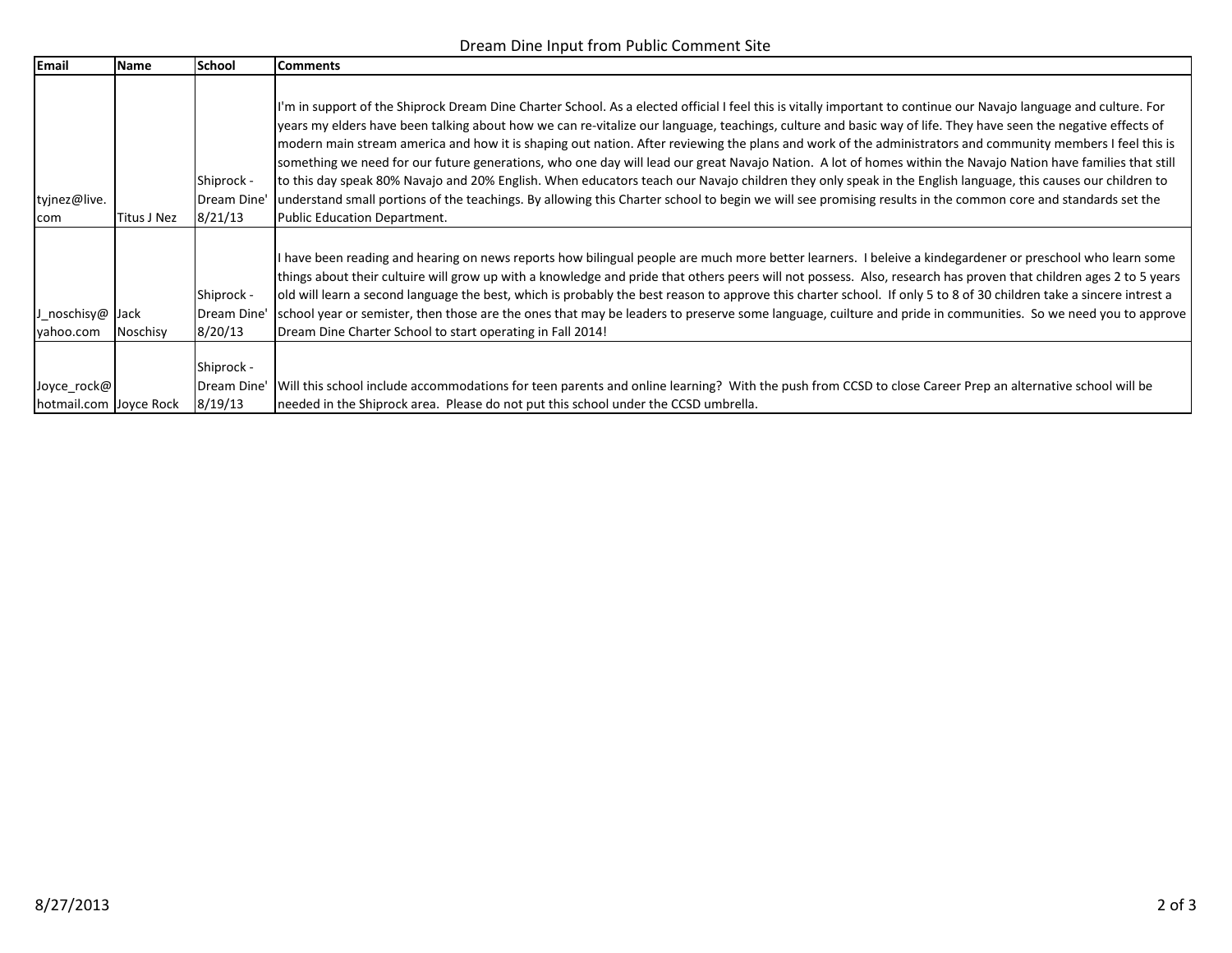Dream Dine Input from Public Comment Site

| Email | Name | School | Comments |
|---|---|---|---|
| tyjnez@live.com | Titus J Nez | Shiprock - Dream Dine' 8/21/13 | I'm in support of the Shiprock Dream Dine Charter School. As a elected official I feel this is vitally important to continue our Navajo language and culture. For years my elders have been talking about how we can re-vitalize our language, teachings, culture and basic way of life. They have seen the negative effects of modern main stream america and how it is shaping out nation. After reviewing the plans and work of the administrators and community members I feel this is something we need for our future generations, who one day will lead our great Navajo Nation. A lot of homes within the Navajo Nation have families that still to this day speak 80% Navajo and 20% English. When educators teach our Navajo children they only speak in the English language, this causes our children to understand small portions of the teachings. By allowing this Charter school to begin we will see promising results in the common core and standards set the Public Education Department. |
| J_noschisy@yahoo.com | Jack Noschisy | Shiprock - Dream Dine' 8/20/13 | I have been reading and hearing on news reports how bilingual people are much more better learners. I beleive a kindegardener or preschool who learn some things about their cultuire will grow up with a knowledge and pride that others peers will not possess. Also, research has proven that children ages 2 to 5 years old will learn a second language the best, which is probably the best reason to approve this charter school. If only 5 to 8 of 30 children take a sincere intrest a school year or semister, then those are the ones that may be leaders to preserve some language, cuilture and pride in communities. So we need you to approve Dream Dine Charter School to start operating in Fall 2014! |
| Joyce_rock@hotmail.com | Joyce Rock | Shiprock - Dream Dine' 8/19/13 | Will this school include accommodations for teen parents and online learning? With the push from CCSD to close Career Prep an alternative school will be needed in the Shiprock area. Please do not put this school under the CCSD umbrella. |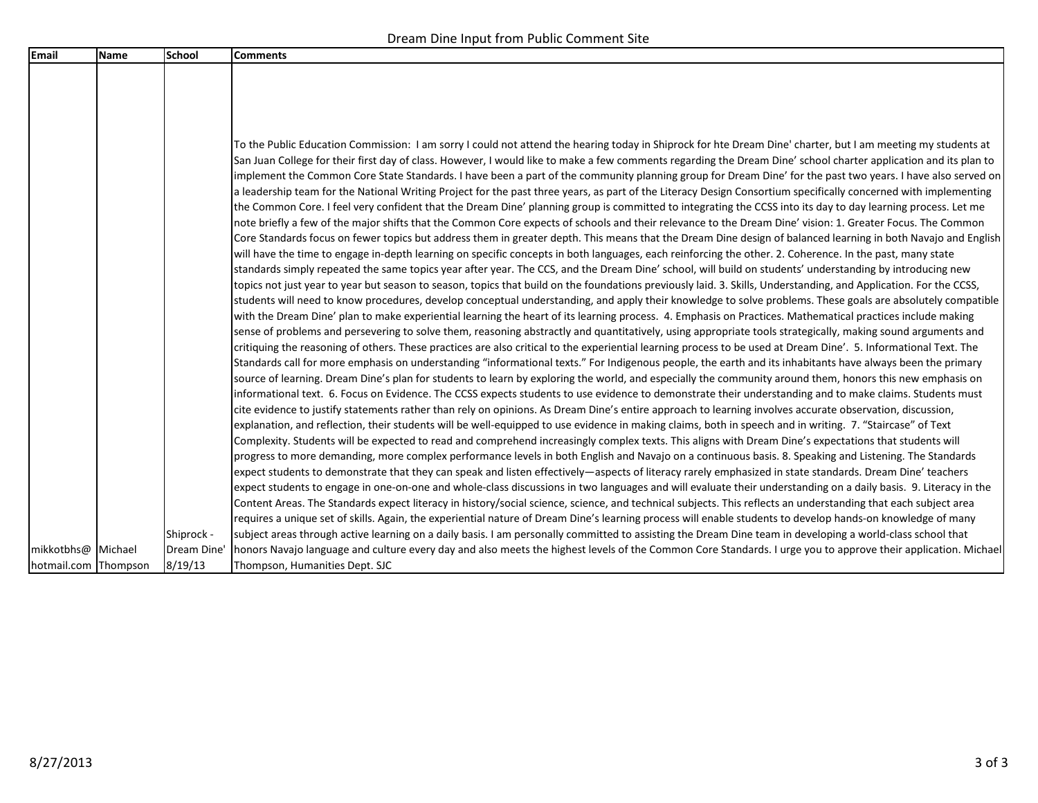Dream Dine Input from Public Comment Site

| Email | Name | School | Comments |
|---|---|---|---|
| mikkotbhs@ hotmail.com | Michael Thompson | Shiprock - Dream Dine' 8/19/13 | To the Public Education Commission: I am sorry I could not attend the hearing today in Shiprock for hte Dream Dine' charter, but I am meeting my students at San Juan College for their first day of class. However, I would like to make a few comments regarding the Dream Dine' school charter application and its plan to implement the Common Core State Standards. I have been a part of the community planning group for Dream Dine' for the past two years. I have also served on a leadership team for the National Writing Project for the past three years, as part of the Literacy Design Consortium specifically concerned with implementing the Common Core. I feel very confident that the Dream Dine' planning group is committed to integrating the CCSS into its day to day learning process. Let me note briefly a few of the major shifts that the Common Core expects of schools and their relevance to the Dream Dine' vision: 1. Greater Focus. The Common Core Standards focus on fewer topics but address them in greater depth. This means that the Dream Dine design of balanced learning in both Navajo and English will have the time to engage in-depth learning on specific concepts in both languages, each reinforcing the other. 2. Coherence. In the past, many state standards simply repeated the same topics year after year. The CCS, and the Dream Dine' school, will build on students' understanding by introducing new topics not just year to year but season to season, topics that build on the foundations previously laid. 3. Skills, Understanding, and Application. For the CCSS, students will need to know procedures, develop conceptual understanding, and apply their knowledge to solve problems. These goals are absolutely compatible with the Dream Dine' plan to make experiential learning the heart of its learning process. 4. Emphasis on Practices. Mathematical practices include making sense of problems and persevering to solve them, reasoning abstractly and quantitatively, using appropriate tools strategically, making sound arguments and critiquing the reasoning of others. These practices are also critical to the experiential learning process to be used at Dream Dine'. 5. Informational Text. The Standards call for more emphasis on understanding "informational texts." For Indigenous people, the earth and its inhabitants have always been the primary source of learning. Dream Dine's plan for students to learn by exploring the world, and especially the community around them, honors this new emphasis on informational text. 6. Focus on Evidence. The CCSS expects students to use evidence to demonstrate their understanding and to make claims. Students must cite evidence to justify statements rather than rely on opinions. As Dream Dine's entire approach to learning involves accurate observation, discussion, explanation, and reflection, their students will be well-equipped to use evidence in making claims, both in speech and in writing. 7. "Staircase" of Text Complexity. Students will be expected to read and comprehend increasingly complex texts. This aligns with Dream Dine's expectations that students will progress to more demanding, more complex performance levels in both English and Navajo on a continuous basis. 8. Speaking and Listening. The Standards expect students to demonstrate that they can speak and listen effectively—aspects of literacy rarely emphasized in state standards. Dream Dine' teachers expect students to engage in one-on-one and whole-class discussions in two languages and will evaluate their understanding on a daily basis. 9. Literacy in the Content Areas. The Standards expect literacy in history/social science, science, and technical subjects. This reflects an understanding that each subject area requires a unique set of skills. Again, the experiential nature of Dream Dine's learning process will enable students to develop hands-on knowledge of many subject areas through active learning on a daily basis. I am personally committed to assisting the Dream Dine team in developing a world-class school that honors Navajo language and culture every day and also meets the highest levels of the Common Core Standards. I urge you to approve their application. Michael Thompson, Humanities Dept. SJC |

8/27/2013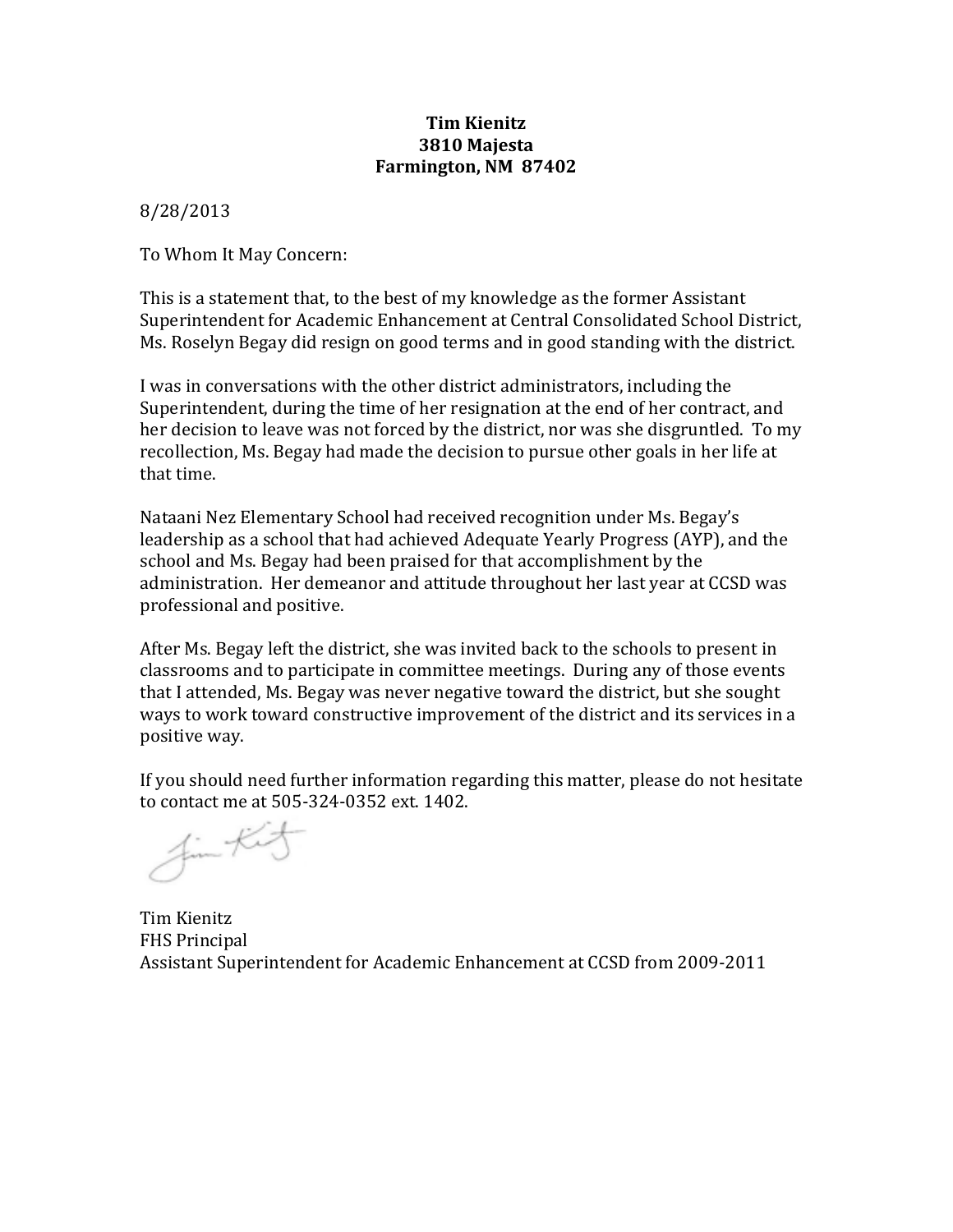**Tim Kienitz**
**3810 Majesta**
**Farmington, NM 87402**

8/28/2013

To Whom It May Concern:

This is a statement that, to the best of my knowledge as the former Assistant Superintendent for Academic Enhancement at Central Consolidated School District, Ms. Roselyn Begay did resign on good terms and in good standing with the district.

I was in conversations with the other district administrators, including the Superintendent, during the time of her resignation at the end of her contract, and her decision to leave was not forced by the district, nor was she disgruntled. To my recollection, Ms. Begay had made the decision to pursue other goals in her life at that time.

Nataani Nez Elementary School had received recognition under Ms. Begay's leadership as a school that had achieved Adequate Yearly Progress (AYP), and the school and Ms. Begay had been praised for that accomplishment by the administration. Her demeanor and attitude throughout her last year at CCSD was professional and positive.

After Ms. Begay left the district, she was invited back to the schools to present in classrooms and to participate in committee meetings. During any of those events that I attended, Ms. Begay was never negative toward the district, but she sought ways to work toward constructive improvement of the district and its services in a positive way.

If you should need further information regarding this matter, please do not hesitate to contact me at 505-324-0352 ext. 1402.

Tim Kienitz
FHS Principal
Assistant Superintendent for Academic Enhancement at CCSD from 2009-2011